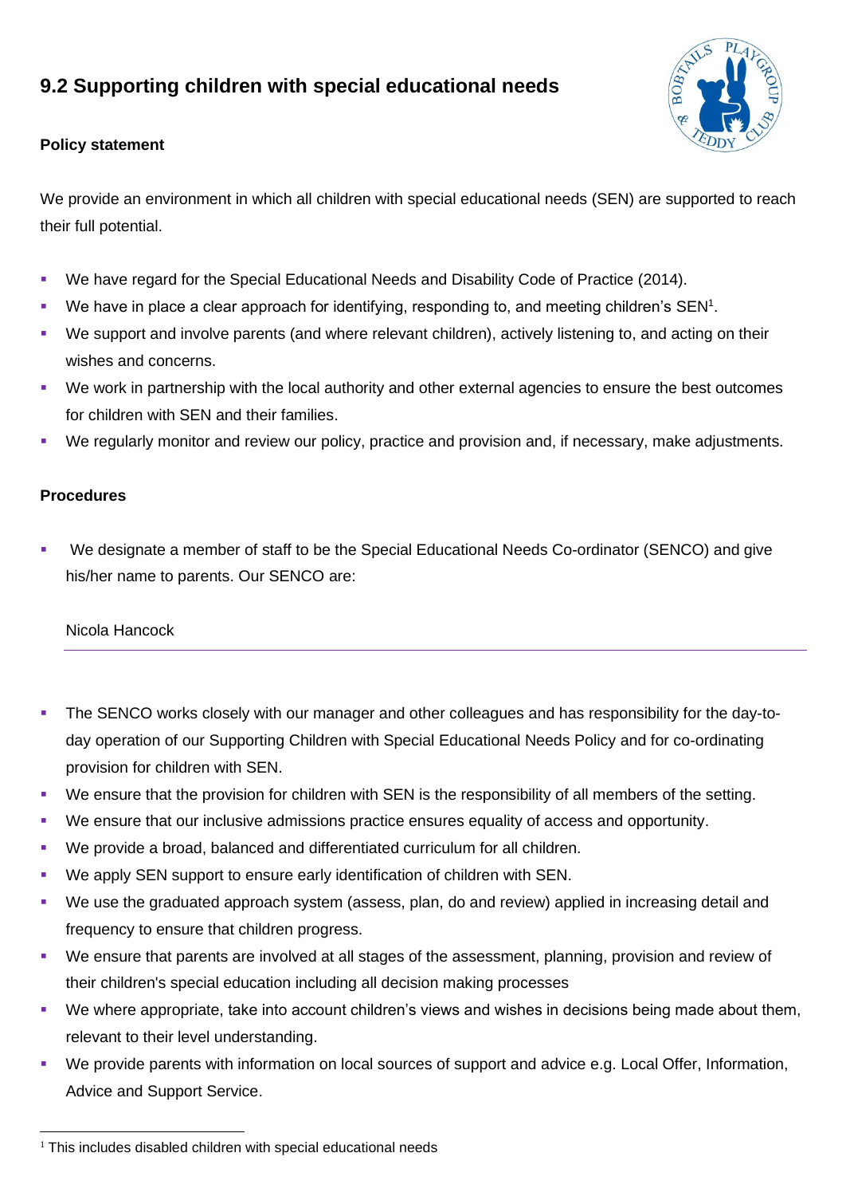## 9.2 Supporting children with special educational needs

**Policy statement**

We provide an environment in which all children with special educational needs (SEN) are supported to reach their full potential.

- We have regard for the Special Educational Needs and Disability Code of Practice (2014).
- We have in place a clear approach for identifying, responding to, and meeting children's SEN[1].
- We support and involve parents (and where relevant children), actively listening to, and acting on their wishes and concerns.
- We work in partnership with the local authority and other external agencies to ensure the best outcomes for children with SEN and their families.
- We regularly monitor and review our policy, practice and provision and, if necessary, make adjustments.

**Procedures**

- We designate a member of staff to be the Special Educational Needs Co-ordinator (SENCO) and give his/her name to parents. Our SENCO are:

  Nicola Hancock

- The SENCO works closely with our manager and other colleagues and has responsibility for the day-to-day operation of our Supporting Children with Special Educational Needs Policy and for co-ordinating provision for children with SEN.
- We ensure that the provision for children with SEN is the responsibility of all members of the setting.
- We ensure that our inclusive admissions practice ensures equality of access and opportunity.
- We provide a broad, balanced and differentiated curriculum for all children.
- We apply SEN support to ensure early identification of children with SEN.
- We use the graduated approach system (assess, plan, do and review) applied in increasing detail and frequency to ensure that children progress.
- We ensure that parents are involved at all stages of the assessment, planning, provision and review of their children's special education including all decision making processes
- We where appropriate, take into account children's views and wishes in decisions being made about them, relevant to their level understanding.
- We provide parents with information on local sources of support and advice e.g. Local Offer, Information, Advice and Support Service.

[1] This includes disabled children with special educational needs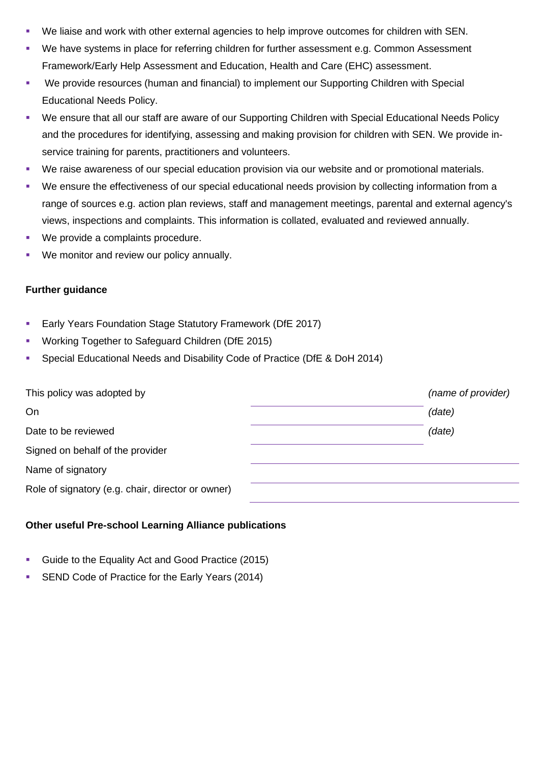- We liaise and work with other external agencies to help improve outcomes for children with SEN.
- We have systems in place for referring children for further assessment e.g. Common Assessment Framework/Early Help Assessment and Education, Health and Care (EHC) assessment.
- We provide resources (human and financial) to implement our Supporting Children with Special Educational Needs Policy.
- We ensure that all our staff are aware of our Supporting Children with Special Educational Needs Policy and the procedures for identifying, assessing and making provision for children with SEN. We provide in-service training for parents, practitioners and volunteers.
- We raise awareness of our special education provision via our website and or promotional materials.
- We ensure the effectiveness of our special educational needs provision by collecting information from a range of sources e.g. action plan reviews, staff and management meetings, parental and external agency's views, inspections and complaints. This information is collated, evaluated and reviewed annually.
- We provide a complaints procedure.
- We monitor and review our policy annually.

**Further guidance**

- Early Years Foundation Stage Statutory Framework (DfE 2017)
- Working Together to Safeguard Children (DfE 2015)
- Special Educational Needs and Disability Code of Practice (DfE & DoH 2014)

| | | |
|---|---|---|
| This policy was adopted by | | *(name of provider)* |
| On | | *(date)* |
| Date to be reviewed | | *(date)* |
| Signed on behalf of the provider | | |
| Name of signatory | | |
| Role of signatory (e.g. chair, director or owner) | | |

**Other useful Pre-school Learning Alliance publications**

- Guide to the Equality Act and Good Practice (2015)
- SEND Code of Practice for the Early Years (2014)